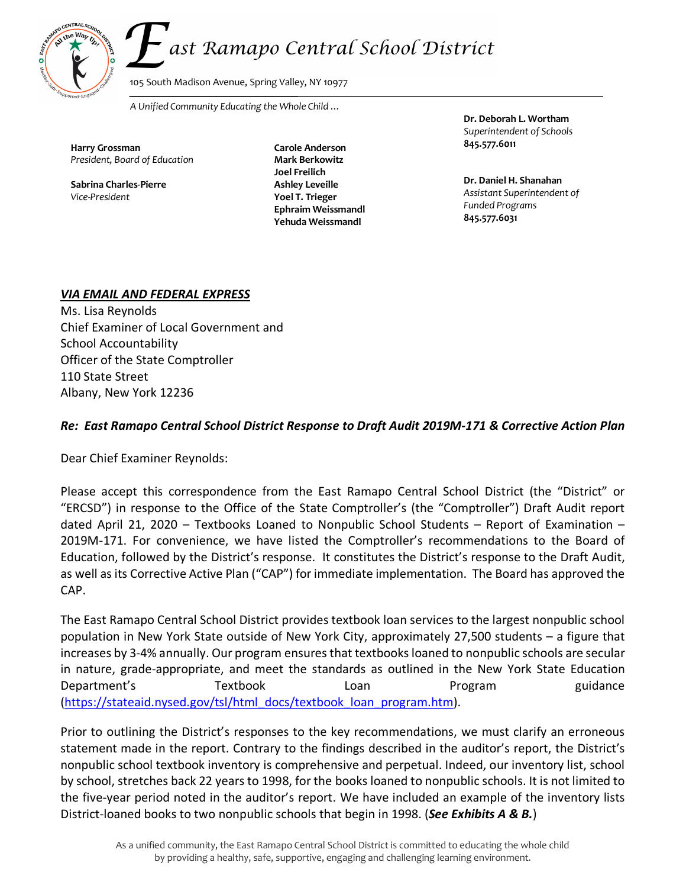# *East Ramapo Central School District*

105 South Madison Avenue, Spring Valley, NY 10977

*A Unified Community Educating the Whole Child ...*

**Harry Grossman**
*President, Board of Education*

**Sabrina Charles-Pierre**
*Vice-President*

**Carole Anderson**
**Mark Berkowitz**
**Joel Freilich**
**Ashley Leveille**
**Yoel T. Trieger**
**Ephraim Weissmandl**
**Yehuda Weissmandl**

**Dr. Deborah L. Wortham**
*Superintendent of Schools*
**845.577.6011**

**Dr. Daniel H. Shanahan**
*Assistant Superintendent of Funded Programs*
**845.577.6031**

***VIA EMAIL AND FEDERAL EXPRESS***

Ms. Lisa Reynolds
Chief Examiner of Local Government and
School Accountability
Officer of the State Comptroller
110 State Street
Albany, New York 12236

***Re: East Ramapo Central School District Response to Draft Audit 2019M-171 & Corrective Action Plan***

Dear Chief Examiner Reynolds:

Please accept this correspondence from the East Ramapo Central School District (the "District" or "ERCSD") in response to the Office of the State Comptroller's (the "Comptroller") Draft Audit report dated April 21, 2020 – Textbooks Loaned to Nonpublic School Students – Report of Examination – 2019M-171. For convenience, we have listed the Comptroller's recommendations to the Board of Education, followed by the District's response. It constitutes the District's response to the Draft Audit, as well as its Corrective Active Plan ("CAP") for immediate implementation. The Board has approved the CAP.

The East Ramapo Central School District provides textbook loan services to the largest nonpublic school population in New York State outside of New York City, approximately 27,500 students – a figure that increases by 3-4% annually. Our program ensures that textbooks loaned to nonpublic schools are secular in nature, grade-appropriate, and meet the standards as outlined in the New York State Education Department's Textbook Loan Program guidance (https://stateaid.nysed.gov/tsl/html_docs/textbook_loan_program.htm).

Prior to outlining the District's responses to the key recommendations, we must clarify an erroneous statement made in the report. Contrary to the findings described in the auditor's report, the District's nonpublic school textbook inventory is comprehensive and perpetual. Indeed, our inventory list, school by school, stretches back 22 years to 1998, for the books loaned to nonpublic schools. It is not limited to the five-year period noted in the auditor's report. We have included an example of the inventory lists District-loaned books to two nonpublic schools that begin in 1998. (***See Exhibits A & B.***)

As a unified community, the East Ramapo Central School District is committed to educating the whole child by providing a healthy, safe, supportive, engaging and challenging learning environment.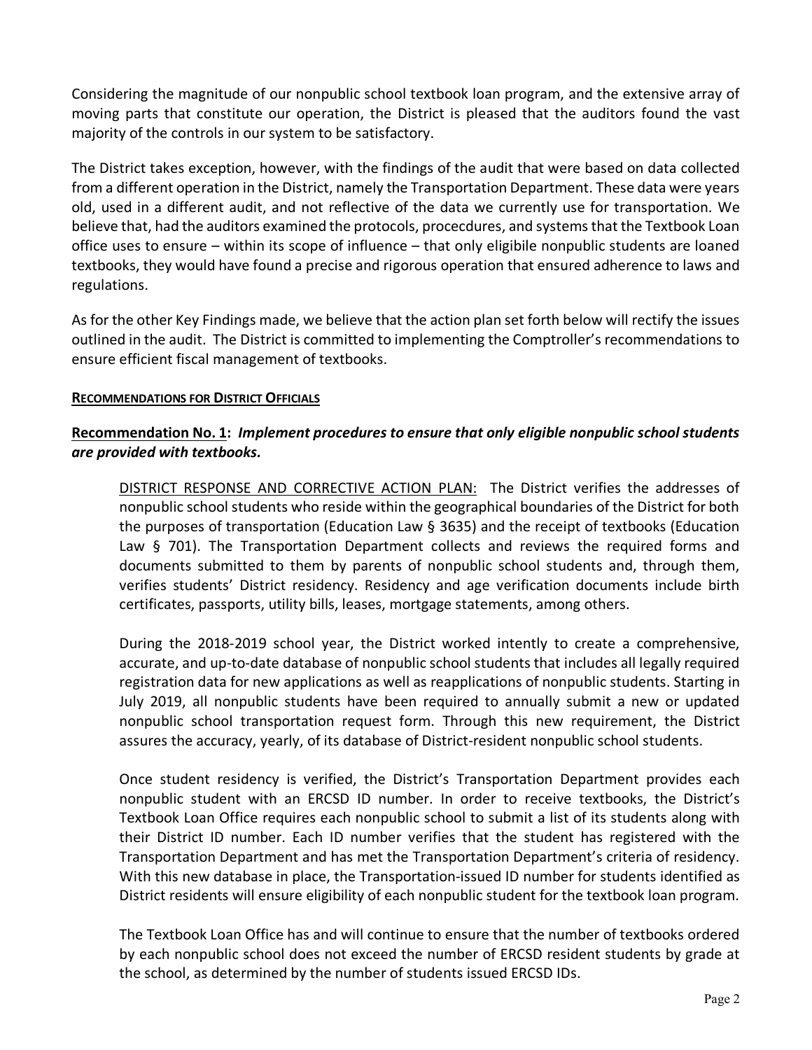Considering the magnitude of our nonpublic school textbook loan program, and the extensive array of moving parts that constitute our operation, the District is pleased that the auditors found the vast majority of the controls in our system to be satisfactory.

The District takes exception, however, with the findings of the audit that were based on data collected from a different operation in the District, namely the Transportation Department. These data were years old, used in a different audit, and not reflective of the data we currently use for transportation. We believe that, had the auditors examined the protocols, procecdures, and systems that the Textbook Loan office uses to ensure – within its scope of influence – that only eligibile nonpublic students are loaned textbooks, they would have found a precise and rigorous operation that ensured adherence to laws and regulations.

As for the other Key Findings made, we believe that the action plan set forth below will rectify the issues outlined in the audit. The District is committed to implementing the Comptroller's recommendations to ensure efficient fiscal management of textbooks.

**RECOMMENDATIONS FOR DISTRICT OFFICIALS**

**Recommendation No. 1:** ***Implement procedures to ensure that only eligible nonpublic school students are provided with textbooks.***

DISTRICT RESPONSE AND CORRECTIVE ACTION PLAN: The District verifies the addresses of nonpublic school students who reside within the geographical boundaries of the District for both the purposes of transportation (Education Law § 3635) and the receipt of textbooks (Education Law § 701). The Transportation Department collects and reviews the required forms and documents submitted to them by parents of nonpublic school students and, through them, verifies students' District residency. Residency and age verification documents include birth certificates, passports, utility bills, leases, mortgage statements, among others.

During the 2018-2019 school year, the District worked intently to create a comprehensive, accurate, and up-to-date database of nonpublic school students that includes all legally required registration data for new applications as well as reapplications of nonpublic students. Starting in July 2019, all nonpublic students have been required to annually submit a new or updated nonpublic school transportation request form. Through this new requirement, the District assures the accuracy, yearly, of its database of District-resident nonpublic school students.

Once student residency is verified, the District's Transportation Department provides each nonpublic student with an ERCSD ID number. In order to receive textbooks, the District's Textbook Loan Office requires each nonpublic school to submit a list of its students along with their District ID number. Each ID number verifies that the student has registered with the Transportation Department and has met the Transportation Department's criteria of residency. With this new database in place, the Transportation-issued ID number for students identified as District residents will ensure eligibility of each nonpublic student for the textbook loan program.

The Textbook Loan Office has and will continue to ensure that the number of textbooks ordered by each nonpublic school does not exceed the number of ERCSD resident students by grade at the school, as determined by the number of students issued ERCSD IDs.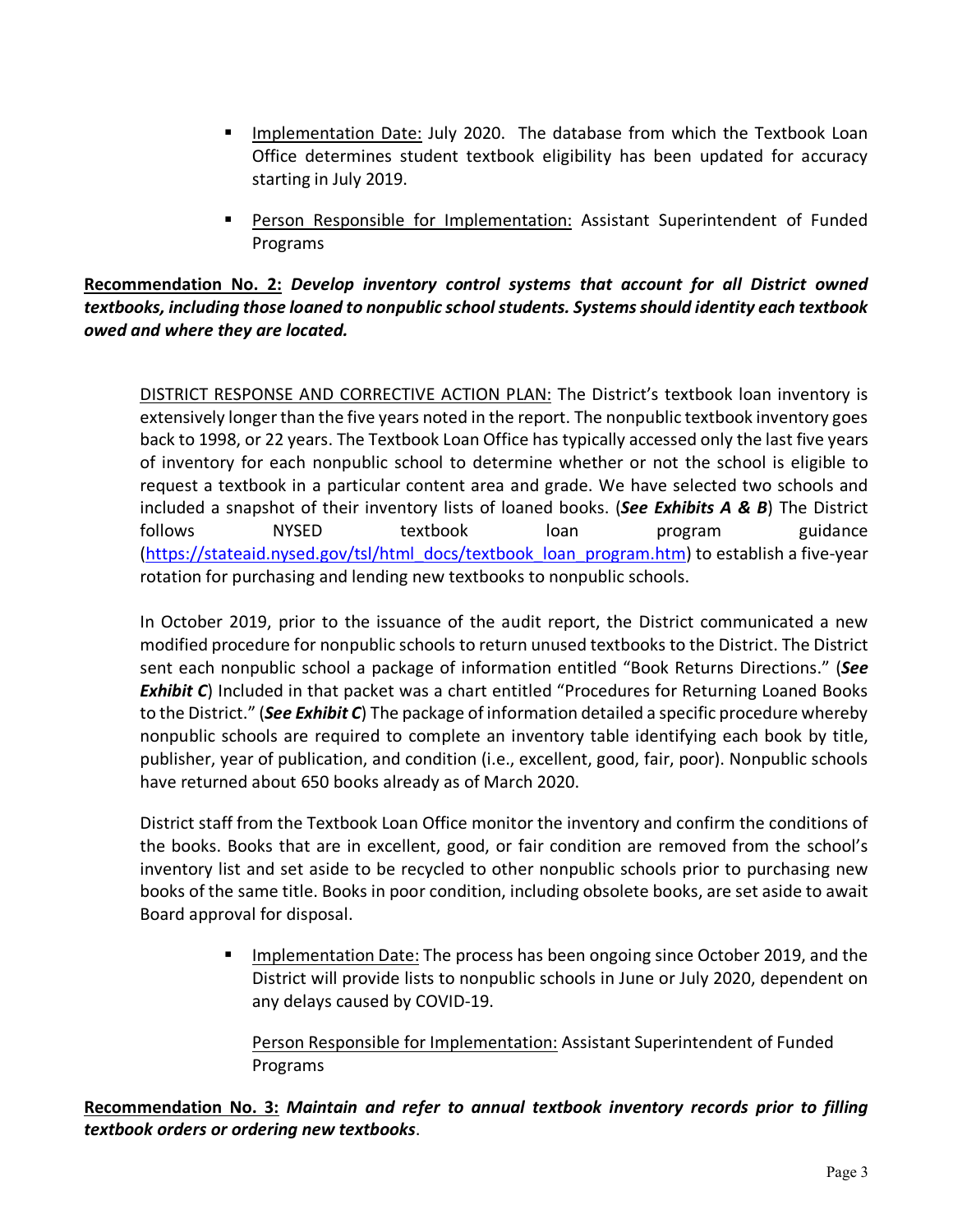- Implementation Date: July 2020. The database from which the Textbook Loan Office determines student textbook eligibility has been updated for accuracy starting in July 2019.

- Person Responsible for Implementation: Assistant Superintendent of Funded Programs

**Recommendation No. 2:** ***Develop inventory control systems that account for all District owned textbooks, including those loaned to nonpublic school students. Systems should identity each textbook owed and where they are located.***

DISTRICT RESPONSE AND CORRECTIVE ACTION PLAN: The District's textbook loan inventory is extensively longer than the five years noted in the report. The nonpublic textbook inventory goes back to 1998, or 22 years. The Textbook Loan Office has typically accessed only the last five years of inventory for each nonpublic school to determine whether or not the school is eligible to request a textbook in a particular content area and grade. We have selected two schools and included a snapshot of their inventory lists of loaned books. (***See Exhibits A & B***) The District follows NYSED textbook loan program guidance (https://stateaid.nysed.gov/tsl/html_docs/textbook_loan_program.htm) to establish a five-year rotation for purchasing and lending new textbooks to nonpublic schools.

In October 2019, prior to the issuance of the audit report, the District communicated a new modified procedure for nonpublic schools to return unused textbooks to the District. The District sent each nonpublic school a package of information entitled "Book Returns Directions." (***See Exhibit C***) Included in that packet was a chart entitled "Procedures for Returning Loaned Books to the District." (***See Exhibit C***) The package of information detailed a specific procedure whereby nonpublic schools are required to complete an inventory table identifying each book by title, publisher, year of publication, and condition (i.e., excellent, good, fair, poor). Nonpublic schools have returned about 650 books already as of March 2020.

District staff from the Textbook Loan Office monitor the inventory and confirm the conditions of the books. Books that are in excellent, good, or fair condition are removed from the school's inventory list and set aside to be recycled to other nonpublic schools prior to purchasing new books of the same title. Books in poor condition, including obsolete books, are set aside to await Board approval for disposal.

- Implementation Date: The process has been ongoing since October 2019, and the District will provide lists to nonpublic schools in June or July 2020, dependent on any delays caused by COVID-19.

  Person Responsible for Implementation: Assistant Superintendent of Funded Programs

**Recommendation No. 3:** ***Maintain and refer to annual textbook inventory records prior to filling textbook orders or ordering new textbooks***.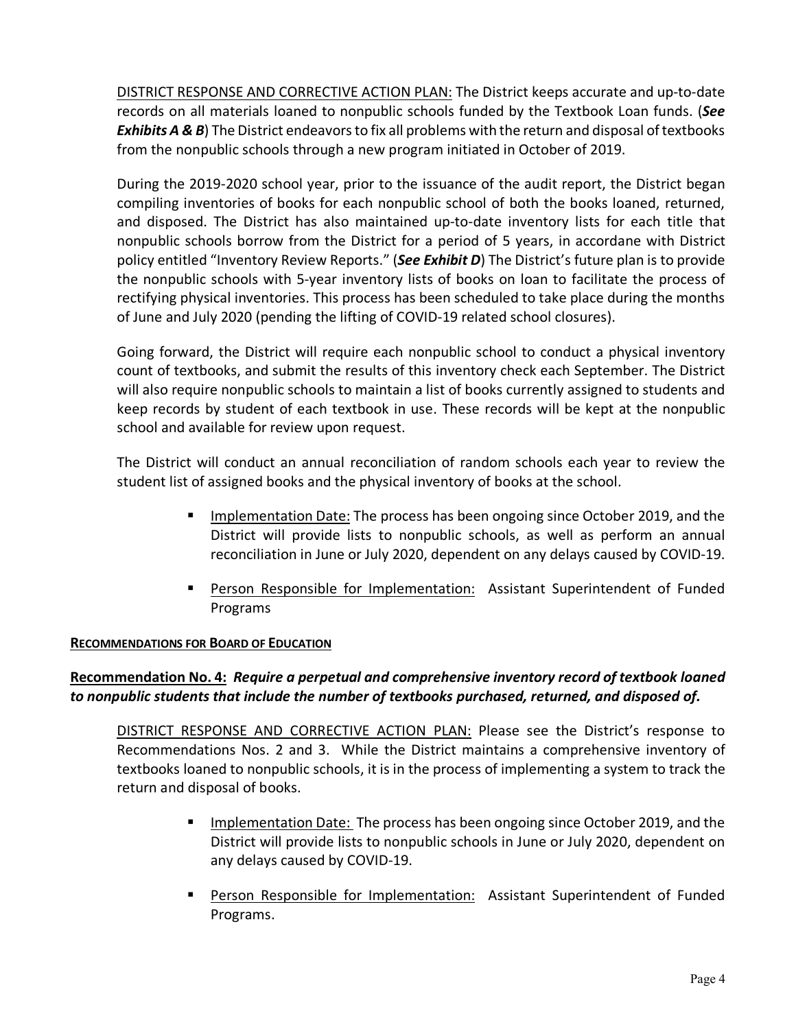DISTRICT RESPONSE AND CORRECTIVE ACTION PLAN: The District keeps accurate and up-to-date records on all materials loaned to nonpublic schools funded by the Textbook Loan funds. (***See Exhibits A & B***) The District endeavors to fix all problems with the return and disposal of textbooks from the nonpublic schools through a new program initiated in October of 2019.

During the 2019-2020 school year, prior to the issuance of the audit report, the District began compiling inventories of books for each nonpublic school of both the books loaned, returned, and disposed. The District has also maintained up-to-date inventory lists for each title that nonpublic schools borrow from the District for a period of 5 years, in accordane with District policy entitled "Inventory Review Reports." (***See Exhibit D***) The District's future plan is to provide the nonpublic schools with 5-year inventory lists of books on loan to facilitate the process of rectifying physical inventories. This process has been scheduled to take place during the months of June and July 2020 (pending the lifting of COVID-19 related school closures).

Going forward, the District will require each nonpublic school to conduct a physical inventory count of textbooks, and submit the results of this inventory check each September. The District will also require nonpublic schools to maintain a list of books currently assigned to students and keep records by student of each textbook in use. These records will be kept at the nonpublic school and available for review upon request.

The District will conduct an annual reconciliation of random schools each year to review the student list of assigned books and the physical inventory of books at the school.

- Implementation Date: The process has been ongoing since October 2019, and the District will provide lists to nonpublic schools, as well as perform an annual reconciliation in June or July 2020, dependent on any delays caused by COVID-19.
- Person Responsible for Implementation: Assistant Superintendent of Funded Programs

**RECOMMENDATIONS FOR BOARD OF EDUCATION**

**Recommendation No. 4:** ***Require a perpetual and comprehensive inventory record of textbook loaned to nonpublic students that include the number of textbooks purchased, returned, and disposed of.***

DISTRICT RESPONSE AND CORRECTIVE ACTION PLAN: Please see the District's response to Recommendations Nos. 2 and 3. While the District maintains a comprehensive inventory of textbooks loaned to nonpublic schools, it is in the process of implementing a system to track the return and disposal of books.

- Implementation Date: The process has been ongoing since October 2019, and the District will provide lists to nonpublic schools in June or July 2020, dependent on any delays caused by COVID-19.
- Person Responsible for Implementation: Assistant Superintendent of Funded Programs.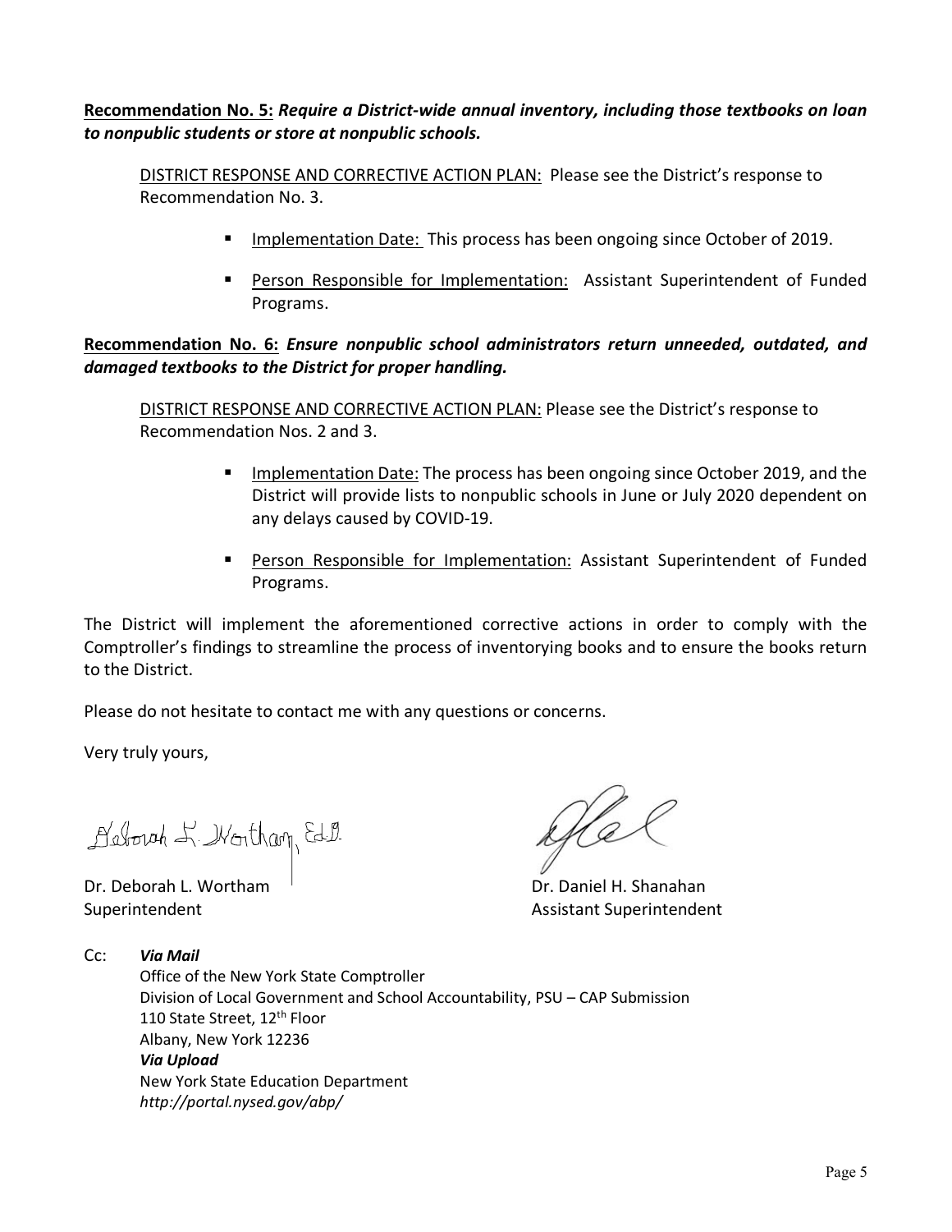**<u>Recommendation No. 5:</u>** ***Require a District-wide annual inventory, including those textbooks on loan to nonpublic students or store at nonpublic schools.***

<u>DISTRICT RESPONSE AND CORRECTIVE ACTION PLAN:</u> Please see the District's response to Recommendation No. 3.

- <u>Implementation Date:</u> This process has been ongoing since October of 2019.
- <u>Person Responsible for Implementation:</u> Assistant Superintendent of Funded Programs.

**<u>Recommendation No. 6:</u>** ***Ensure nonpublic school administrators return unneeded, outdated, and damaged textbooks to the District for proper handling.***

<u>DISTRICT RESPONSE AND CORRECTIVE ACTION PLAN:</u> Please see the District's response to Recommendation Nos. 2 and 3.

- <u>Implementation Date:</u> The process has been ongoing since October 2019, and the District will provide lists to nonpublic schools in June or July 2020 dependent on any delays caused by COVID-19.
- <u>Person Responsible for Implementation:</u> Assistant Superintendent of Funded Programs.

The District will implement the aforementioned corrective actions in order to comply with the Comptroller's findings to streamline the process of inventorying books and to ensure the books return to the District.

Please do not hesitate to contact me with any questions or concerns.

Very truly yours,

Deborah L. Wortham, Ed.D.

Dr. Deborah L. Wortham
Superintendent

Dr. Daniel H. Shanahan
Assistant Superintendent

Cc: ***Via Mail***
Office of the New York State Comptroller
Division of Local Government and School Accountability, PSU – CAP Submission
110 State Street, 12th Floor
Albany, New York 12236
***Via Upload***
New York State Education Department
*http://portal.nysed.gov/abp/*